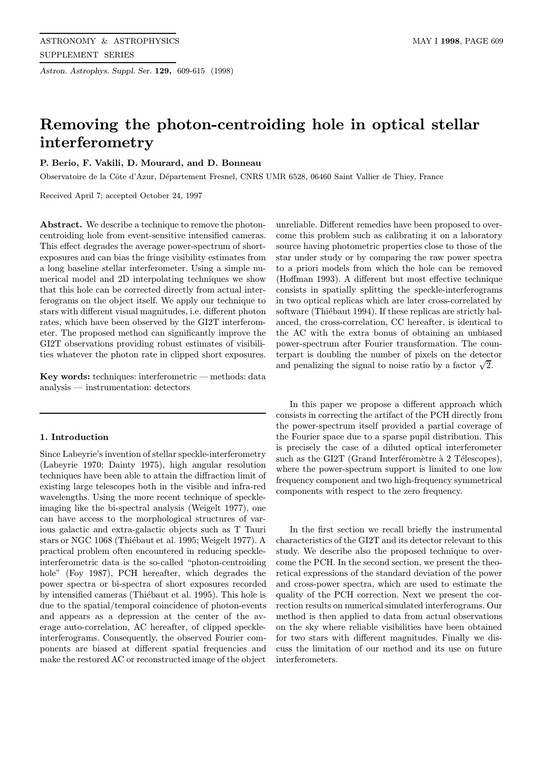# Removing the photon-centroiding hole in optical stellar interferometry

**P. Berio, F. Vakili, D. Mourard, and D. Bonneau**

Observatoire de la Côte d'Azur, Département Fresnel, CNRS UMR 6528, 06460 Saint Vallier de Thiey, France

Received April 7; accepted October 24, 1997

**Abstract.** We describe a technique to remove the photon-centroiding hole from event-sensitive intensified cameras. This effect degrades the average power-spectrum of short-exposures and can bias the fringe visibility estimates from a long baseline stellar interferometer. Using a simple numerical model and 2D interpolating techniques we show that this hole can be corrected directly from actual interferograms on the object itself. We apply our technique to stars with different visual magnitudes, i.e. different photon rates, which have been observed by the GI2T interferometer. The proposed method can significantly improve the GI2T observations providing robust estimates of visibilities whatever the photon rate in clipped short exposures.

**Key words:** techniques: interferometric — methods: data analysis — instrumentation: detectors

## 1. Introduction

Since Labeyrie's invention of stellar speckle-interferometry (Labeyrie 1970; Dainty 1975), high angular resolution techniques have been able to attain the diffraction limit of existing large telescopes both in the visible and infra-red wavelengths. Using the more recent technique of speckle-imaging like the bi-spectral analysis (Weigelt 1977), one can have access to the morphological structures of various galactic and extra-galactic objects such as T Tauri stars or NGC 1068 (Thiébaut et al. 1995; Weigelt 1977). A practical problem often encountered in reducing speckle-interferometric data is the so-called "photon-centroiding hole" (Foy 1987), PCH hereafter, which degrades the power spectra or bi-spectra of short exposures recorded by intensified cameras (Thiébaut et al. 1995). This hole is due to the spatial/temporal coincidence of photon-events and appears as a depression at the center of the average auto-correlation, AC hereafter, of clipped speckle-interferograms. Consequently, the observed Fourier components are biased at different spatial frequencies and make the restored AC or reconstructed image of the object unreliable. Different remedies have been proposed to overcome this problem such as calibrating it on a laboratory source having photometric properties close to those of the star under study or by comparing the raw power spectra to a priori models from which the hole can be removed (Hoffman 1993). A different but most effective technique consists in spatially splitting the speckle-interferograms in two optical replicas which are later cross-correlated by software (Thiébaut 1994). If these replicas are strictly balanced, the cross-correlation, CC hereafter, is identical to the AC with the extra bonus of obtaining an unbiased power-spectrum after Fourier transformation. The counterpart is doubling the number of pixels on the detector and penalizing the signal to noise ratio by a factor $\sqrt{2}$.

In this paper we propose a different approach which consists in correcting the artifact of the PCH directly from the power-spectrum itself provided a partial coverage of the Fourier space due to a sparse pupil distribution. This is precisely the case of a diluted optical interferometer such as the GI2T (Grand Interféromètre à 2 Télescopes), where the power-spectrum support is limited to one low frequency component and two high-frequency symmetrical components with respect to the zero frequency.

In the first section we recall briefly the instrumental characteristics of the GI2T and its detector relevant to this study. We describe also the proposed technique to overcome the PCH. In the second section, we present the theoretical expressions of the standard deviation of the power and cross-power spectra, which are used to estimate the quality of the PCH correction. Next we present the correction results on numerical simulated interferograms. Our method is then applied to data from actual observations on the sky where reliable visibilities have been obtained for two stars with different magnitudes. Finally we discuss the limitation of our method and its use on future interferometers.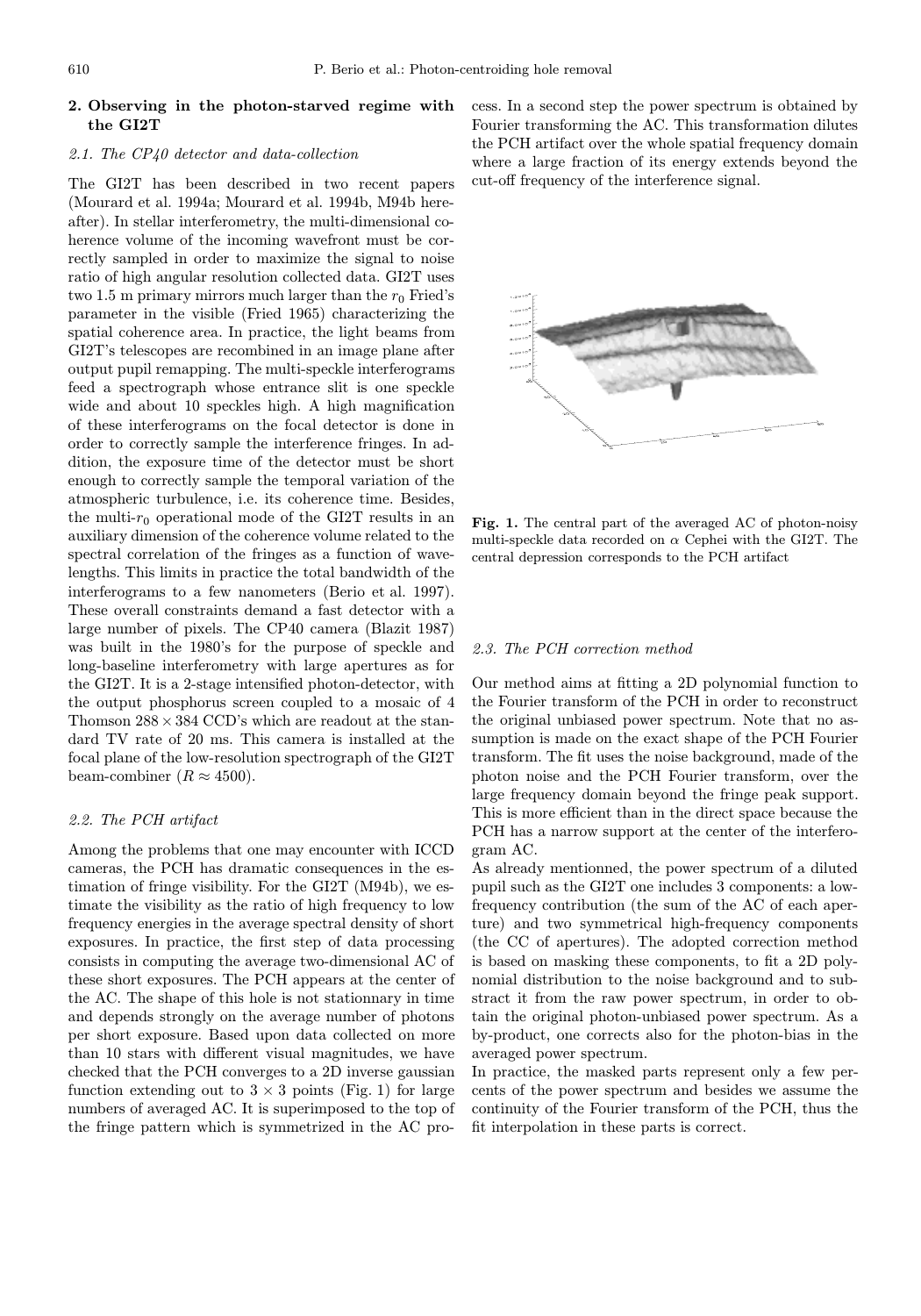## 2. Observing in the photon-starved regime with the GI2T

### 2.1. The CP40 detector and data-collection

The GI2T has been described in two recent papers (Mourard et al. 1994a; Mourard et al. 1994b, M94b hereafter). In stellar interferometry, the multi-dimensional coherence volume of the incoming wavefront must be correctly sampled in order to maximize the signal to noise ratio of high angular resolution collected data. GI2T uses two 1.5 m primary mirrors much larger than the $r_0$ Fried's parameter in the visible (Fried 1965) characterizing the spatial coherence area. In practice, the light beams from GI2T's telescopes are recombined in an image plane after output pupil remapping. The multi-speckle interferograms feed a spectrograph whose entrance slit is one speckle wide and about 10 speckles high. A high magnification of these interferograms on the focal detector is done in order to correctly sample the interference fringes. In addition, the exposure time of the detector must be short enough to correctly sample the temporal variation of the atmospheric turbulence, i.e. its coherence time. Besides, the multi-$r_0$ operational mode of the GI2T results in an auxiliary dimension of the coherence volume related to the spectral correlation of the fringes as a function of wavelengths. This limits in practice the total bandwidth of the interferograms to a few nanometers (Berio et al. 1997). These overall constraints demand a fast detector with a large number of pixels. The CP40 camera (Blazit 1987) was built in the 1980's for the purpose of speckle and long-baseline interferometry with large apertures as for the GI2T. It is a 2-stage intensified photon-detector, with the output phosphorus screen coupled to a mosaic of 4 Thomson $288 \times 384$ CCD's which are readout at the standard TV rate of 20 ms. This camera is installed at the focal plane of the low-resolution spectrograph of the GI2T beam-combiner ($R \approx 4500$).

### 2.2. The PCH artifact

Among the problems that one may encounter with ICCD cameras, the PCH has dramatic consequences in the estimation of fringe visibility. For the GI2T (M94b), we estimate the visibility as the ratio of high frequency to low frequency energies in the average spectral density of short exposures. In practice, the first step of data processing consists in computing the average two-dimensional AC of these short exposures. The PCH appears at the center of the AC. The shape of this hole is not stationnary in time and depends strongly on the average number of photons per short exposure. Based upon data collected on more than 10 stars with different visual magnitudes, we have checked that the PCH converges to a 2D inverse gaussian function extending out to $3 \times 3$ points (Fig. 1) for large numbers of averaged AC. It is superimposed to the top of the fringe pattern which is symmetrized in the AC process. In a second step the power spectrum is obtained by Fourier transforming the AC. This transformation dilutes the PCH artifact over the whole spatial frequency domain where a large fraction of its energy extends beyond the cut-off frequency of the interference signal.

**Fig. 1.** The central part of the averaged AC of photon-noisy multi-speckle data recorded on $\alpha$ Cephei with the GI2T. The central depression corresponds to the PCH artifact

### 2.3. The PCH correction method

Our method aims at fitting a 2D polynomial function to the Fourier transform of the PCH in order to reconstruct the original unbiased power spectrum. Note that no assumption is made on the exact shape of the PCH Fourier transform. The fit uses the noise background, made of the photon noise and the PCH Fourier transform, over the large frequency domain beyond the fringe peak support. This is more efficient than in the direct space because the PCH has a narrow support at the center of the interferogram AC.

As already mentionned, the power spectrum of a diluted pupil such as the GI2T one includes 3 components: a low-frequency contribution (the sum of the AC of each aperture) and two symmetrical high-frequency components (the CC of apertures). The adopted correction method is based on masking these components, to fit a 2D polynomial distribution to the noise background and to substract it from the raw power spectrum, in order to obtain the original photon-unbiased power spectrum. As a by-product, one corrects also for the photon-bias in the averaged power spectrum.

In practice, the masked parts represent only a few percents of the power spectrum and besides we assume the continuity of the Fourier transform of the PCH, thus the fit interpolation in these parts is correct.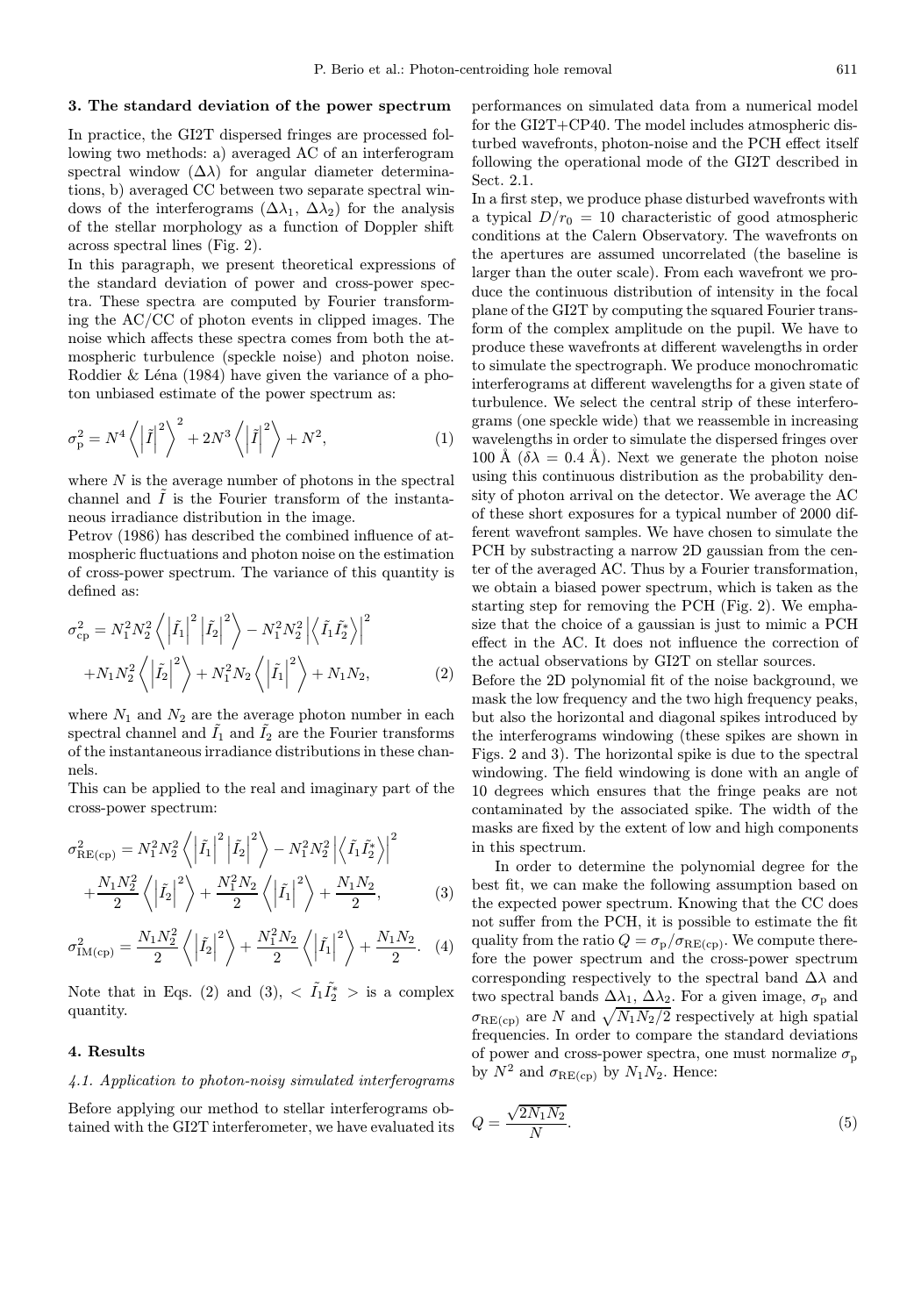## 3. The standard deviation of the power spectrum

In practice, the GI2T dispersed fringes are processed following two methods: a) averaged AC of an interferogram spectral window ($\Delta\lambda$) for angular diameter determinations, b) averaged CC between two separate spectral windows of the interferograms ($\Delta\lambda_1$, $\Delta\lambda_2$) for the analysis of the stellar morphology as a function of Doppler shift across spectral lines (Fig. 2).

In this paragraph, we present theoretical expressions of the standard deviation of power and cross-power spectra. These spectra are computed by Fourier transforming the AC/CC of photon events in clipped images. The noise which affects these spectra comes from both the atmospheric turbulence (speckle noise) and photon noise. Roddier & Léna (1984) have given the variance of a photon unbiased estimate of the power spectrum as:

$$\sigma_{\rm p}^2 = N^4 \left\langle \left|\tilde{I}\right|^2 \right\rangle^2 + 2N^3 \left\langle \left|\tilde{I}\right|^2 \right\rangle + N^2, \tag{1}$$

where $N$ is the average number of photons in the spectral channel and $\tilde{I}$ is the Fourier transform of the instantaneous irradiance distribution in the image.

Petrov (1986) has described the combined influence of atmospheric fluctuations and photon noise on the estimation of cross-power spectrum. The variance of this quantity is defined as:

$$\sigma_{\rm cp}^2 = N_1^2 N_2^2 \left\langle \left|\tilde{I}_1\right|^2 \left|\tilde{I}_2\right|^2 \right\rangle - N_1^2 N_2^2 \left|\left\langle \tilde{I}_1 \tilde{I}_2^* \right\rangle\right|^2 + N_1 N_2^2 \left\langle \left|\tilde{I}_2\right|^2 \right\rangle + N_1^2 N_2 \left\langle \left|\tilde{I}_1\right|^2 \right\rangle + N_1 N_2, \tag{2}$$

where $N_1$ and $N_2$ are the average photon number in each spectral channel and $\tilde{I}_1$ and $\tilde{I}_2$ are the Fourier transforms of the instantaneous irradiance distributions in these channels.

This can be applied to the real and imaginary part of the cross-power spectrum:

$$\sigma_{\rm RE(cp)}^2 = N_1^2 N_2^2 \left\langle \left|\tilde{I}_1\right|^2 \left|\tilde{I}_2\right|^2 \right\rangle - N_1^2 N_2^2 \left|\left\langle \tilde{I}_1 \tilde{I}_2^* \right\rangle\right|^2 + \frac{N_1 N_2^2}{2} \left\langle \left|\tilde{I}_2\right|^2 \right\rangle + \frac{N_1^2 N_2}{2} \left\langle \left|\tilde{I}_1\right|^2 \right\rangle + \frac{N_1 N_2}{2}, \tag{3}$$

$$\sigma_{\rm IM(cp)}^2 = \frac{N_1 N_2^2}{2} \left\langle \left|\tilde{I}_2\right|^2 \right\rangle + \frac{N_1^2 N_2}{2} \left\langle \left|\tilde{I}_1\right|^2 \right\rangle + \frac{N_1 N_2}{2}. \tag{4}$$

Note that in Eqs. (2) and (3), $< \tilde{I}_1 \tilde{I}_2^* >$ is a complex quantity.

## 4. Results

### 4.1. Application to photon-noisy simulated interferograms

Before applying our method to stellar interferograms obtained with the GI2T interferometer, we have evaluated its performances on simulated data from a numerical model for the GI2T+CP40. The model includes atmospheric disturbed wavefronts, photon-noise and the PCH effect itself following the operational mode of the GI2T described in Sect. 2.1.

In a first step, we produce phase disturbed wavefronts with a typical $D/r_0 = 10$ characteristic of good atmospheric conditions at the Calern Observatory. The wavefronts on the apertures are assumed uncorrelated (the baseline is larger than the outer scale). From each wavefront we produce the continuous distribution of intensity in the focal plane of the GI2T by computing the squared Fourier transform of the complex amplitude on the pupil. We have to produce these wavefronts at different wavelengths in order to simulate the spectrograph. We produce monochromatic interferograms at different wavelengths for a given state of turbulence. We select the central strip of these interferograms (one speckle wide) that we reassemble in increasing wavelengths in order to simulate the dispersed fringes over 100 Å ($\delta\lambda = 0.4$ Å). Next we generate the photon noise using this continuous distribution as the probability density of photon arrival on the detector. We average the AC of these short exposures for a typical number of 2000 different wavefront samples. We have chosen to simulate the PCH by substracting a narrow 2D gaussian from the center of the averaged AC. Thus by a Fourier transformation, we obtain a biased power spectrum, which is taken as the starting step for removing the PCH (Fig. 2). We emphasize that the choice of a gaussian is just to mimic a PCH effect in the AC. It does not influence the correction of the actual observations by GI2T on stellar sources.

Before the 2D polynomial fit of the noise background, we mask the low frequency and the two high frequency peaks, but also the horizontal and diagonal spikes introduced by the interferograms windowing (these spikes are shown in Figs. 2 and 3). The horizontal spike is due to the spectral windowing. The field windowing is done with an angle of 10 degrees which ensures that the fringe peaks are not contaminated by the associated spike. The width of the masks are fixed by the extent of low and high components in this spectrum.

In order to determine the polynomial degree for the best fit, we can make the following assumption based on the expected power spectrum. Knowing that the CC does not suffer from the PCH, it is possible to estimate the fit quality from the ratio $Q = \sigma_{\rm p}/\sigma_{\rm RE(cp)}$. We compute therefore the power spectrum and the cross-power spectrum corresponding respectively to the spectral band $\Delta\lambda$ and two spectral bands $\Delta\lambda_1$, $\Delta\lambda_2$. For a given image, $\sigma_{\rm p}$ and $\sigma_{\rm RE(cp)}$ are $N$ and $\sqrt{N_1 N_2/2}$ respectively at high spatial frequencies. In order to compare the standard deviations of power and cross-power spectra, one must normalize $\sigma_{\rm p}$ by $N^2$ and $\sigma_{\rm RE(cp)}$ by $N_1 N_2$. Hence:

$$Q = \frac{\sqrt{2 N_1 N_2}}{N}. \tag{5}$$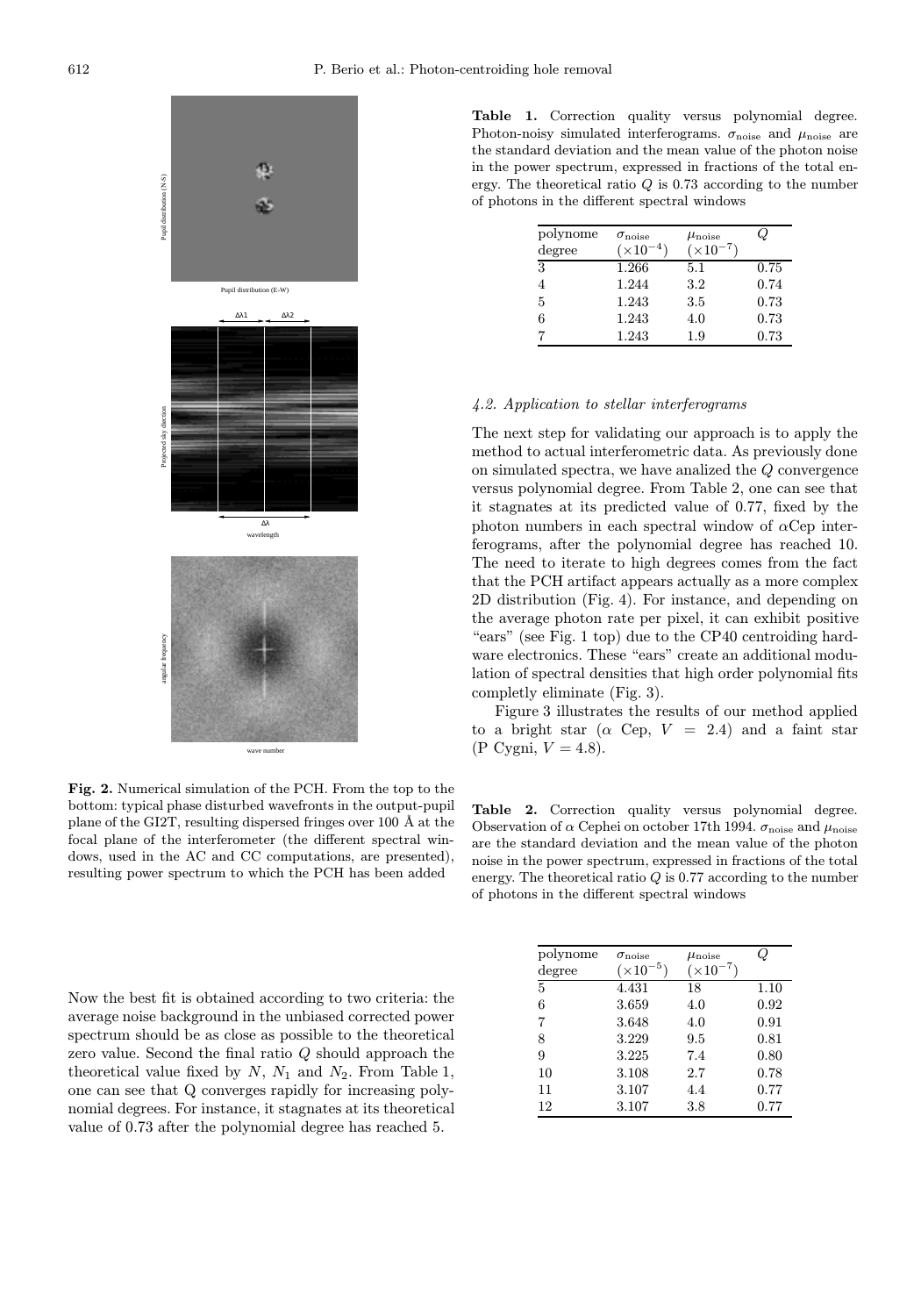**Fig. 2.** Numerical simulation of the PCH. From the top to the bottom: typical phase disturbed wavefronts in the output-pupil plane of the GI2T, resulting dispersed fringes over 100 Å at the focal plane of the interferometer (the different spectral windows, used in the AC and CC computations, are presented), resulting power spectrum to which the PCH has been added

Now the best fit is obtained according to two criteria: the average noise background in the unbiased corrected power spectrum should be as close as possible to the theoretical zero value. Second the final ratio $Q$ should approach the theoretical value fixed by $N$, $N_1$ and $N_2$. From Table 1, one can see that Q converges rapidly for increasing polynomial degrees. For instance, it stagnates at its theoretical value of 0.73 after the polynomial degree has reached 5.

**Table 1.** Correction quality versus polynomial degree. Photon-noisy simulated interferograms. $\sigma_{\rm noise}$ and $\mu_{\rm noise}$ are the standard deviation and the mean value of the photon noise in the power spectrum, expressed in fractions of the total energy. The theoretical ratio $Q$ is 0.73 according to the number of photons in the different spectral windows

| polynome degree | $\sigma_{\rm noise}$ $(\times 10^{-4})$ | $\mu_{\rm noise}$ $(\times 10^{-7})$ | $Q$ |
|---|---|---|---|
| 3 | 1.266 | 5.1 | 0.75 |
| 4 | 1.244 | 3.2 | 0.74 |
| 5 | 1.243 | 3.5 | 0.73 |
| 6 | 1.243 | 4.0 | 0.73 |
| 7 | 1.243 | 1.9 | 0.73 |

### *4.2. Application to stellar interferograms*

The next step for validating our approach is to apply the method to actual interferometric data. As previously done on simulated spectra, we have analized the $Q$ convergence versus polynomial degree. From Table 2, one can see that it stagnates at its predicted value of 0.77, fixed by the photon numbers in each spectral window of $\alpha$Cep interferograms, after the polynomial degree has reached 10. The need to iterate to high degrees comes from the fact that the PCH artifact appears actually as a more complex 2D distribution (Fig. 4). For instance, and depending on the average photon rate per pixel, it can exhibit positive "ears" (see Fig. 1 top) due to the CP40 centroiding hardware electronics. These "ears" create an additional modulation of spectral densities that high order polynomial fits completly eliminate (Fig. 3).

Figure 3 illustrates the results of our method applied to a bright star ($\alpha$ Cep, $V = 2.4$) and a faint star (P Cygni, $V = 4.8$).

**Table 2.** Correction quality versus polynomial degree. Observation of $\alpha$ Cephei on october 17th 1994. $\sigma_{\rm noise}$ and $\mu_{\rm noise}$ are the standard deviation and the mean value of the photon noise in the power spectrum, expressed in fractions of the total energy. The theoretical ratio $Q$ is 0.77 according to the number of photons in the different spectral windows

| polynome degree | $\sigma_{\rm noise}$ $(\times 10^{-5})$ | $\mu_{\rm noise}$ $(\times 10^{-7})$ | $Q$ |
|---|---|---|---|
| 5 | 4.431 | 18 | 1.10 |
| 6 | 3.659 | 4.0 | 0.92 |
| 7 | 3.648 | 4.0 | 0.91 |
| 8 | 3.229 | 9.5 | 0.81 |
| 9 | 3.225 | 7.4 | 0.80 |
| 10 | 3.108 | 2.7 | 0.78 |
| 11 | 3.107 | 4.4 | 0.77 |
| 12 | 3.107 | 3.8 | 0.77 |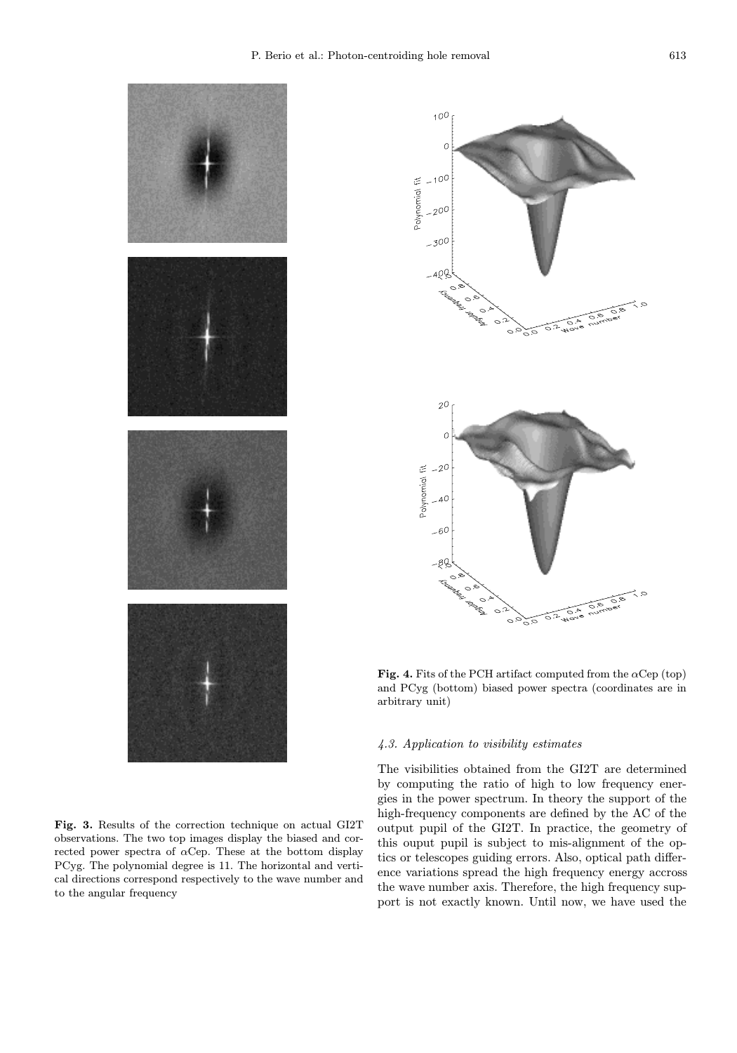**Fig. 3.** Results of the correction technique on actual GI2T observations. The two top images display the biased and corrected power spectra of $\alpha$Cep. These at the bottom display PCyg. The polynomial degree is 11. The horizontal and vertical directions correspond respectively to the wave number and to the angular frequency

**Fig. 4.** Fits of the PCH artifact computed from the $\alpha$Cep (top) and PCyg (bottom) biased power spectra (coordinates are in arbitrary unit)

### 4.3. Application to visibility estimates

The visibilities obtained from the GI2T are determined by computing the ratio of high to low frequency energies in the power spectrum. In theory the support of the high-frequency components are defined by the AC of the output pupil of the GI2T. In practice, the geometry of this ouput pupil is subject to mis-alignment of the optics or telescopes guiding errors. Also, optical path difference variations spread the high frequency energy accross the wave number axis. Therefore, the high frequency support is not exactly known. Until now, we have used the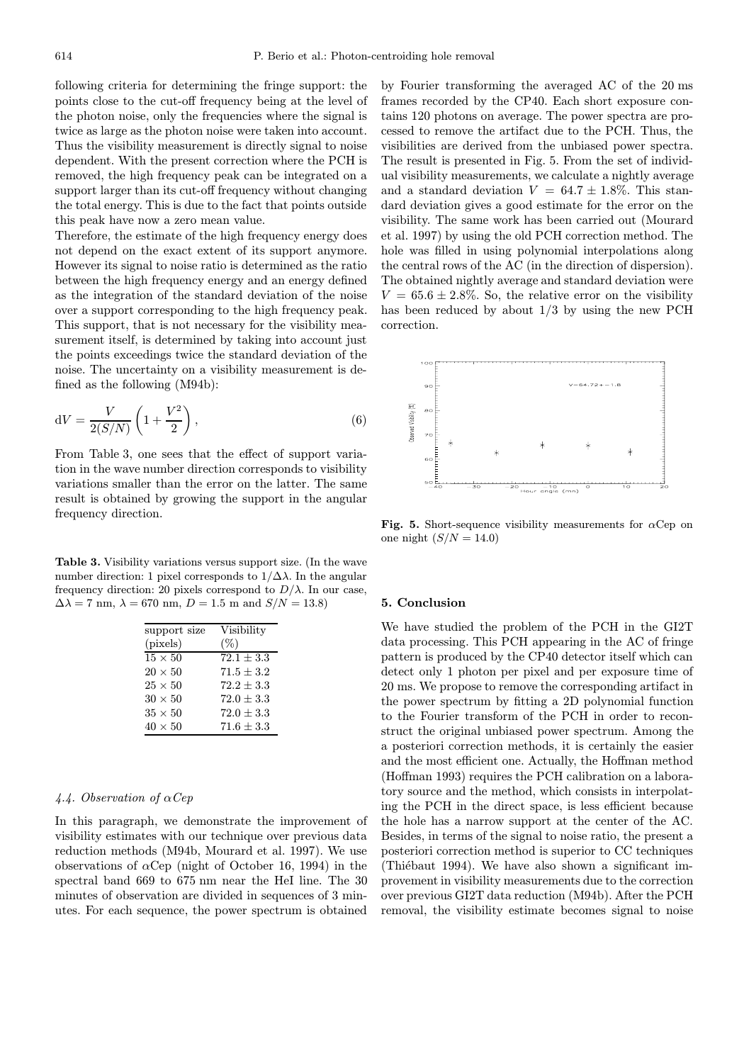following criteria for determining the fringe support: the points close to the cut-off frequency being at the level of the photon noise, only the frequencies where the signal is twice as large as the photon noise were taken into account. Thus the visibility measurement is directly signal to noise dependent. With the present correction where the PCH is removed, the high frequency peak can be integrated on a support larger than its cut-off frequency without changing the total energy. This is due to the fact that points outside this peak have now a zero mean value.

Therefore, the estimate of the high frequency energy does not depend on the exact extent of its support anymore. However its signal to noise ratio is determined as the ratio between the high frequency energy and an energy defined as the integration of the standard deviation of the noise over a support corresponding to the high frequency peak. This support, that is not necessary for the visibility measurement itself, is determined by taking into account just the points exceedings twice the standard deviation of the noise. The uncertainty on a visibility measurement is defined as the following (M94b):

$$\mathrm{d}V = \frac{V}{2(S/N)}\left(1+\frac{V^2}{2}\right), \tag{6}$$

From Table 3, one sees that the effect of support variation in the wave number direction corresponds to visibility variations smaller than the error on the latter. The same result is obtained by growing the support in the angular frequency direction.

**Table 3.** Visibility variations versus support size. (In the wave number direction: 1 pixel corresponds to $1/\Delta\lambda$. In the angular frequency direction: 20 pixels correspond to $D/\lambda$. In our case, $\Delta\lambda = 7$ nm, $\lambda = 670$ nm, $D = 1.5$ m and $S/N = 13.8$)

| support size (pixels) | Visibility (%) |
|---|---|
| $15 \times 50$ | $72.1 \pm 3.3$ |
| $20 \times 50$ | $71.5 \pm 3.2$ |
| $25 \times 50$ | $72.2 \pm 3.3$ |
| $30 \times 50$ | $72.0 \pm 3.3$ |
| $35 \times 50$ | $72.0 \pm 3.3$ |
| $40 \times 50$ | $71.6 \pm 3.3$ |

### *4.4. Observation of αCep*

In this paragraph, we demonstrate the improvement of visibility estimates with our technique over previous data reduction methods (M94b, Mourard et al. 1997). We use observations of αCep (night of October 16, 1994) in the spectral band 669 to 675 nm near the HeI line. The 30 minutes of observation are divided in sequences of 3 minutes. For each sequence, the power spectrum is obtained by Fourier transforming the averaged AC of the 20 ms frames recorded by the CP40. Each short exposure contains 120 photons on average. The power spectra are processed to remove the artifact due to the PCH. Thus, the visibilities are derived from the unbiased power spectra. The result is presented in Fig. 5. From the set of individual visibility measurements, we calculate a nightly average and a standard deviation $V = 64.7 \pm 1.8\%$. This standard deviation gives a good estimate for the error on the visibility. The same work has been carried out (Mourard et al. 1997) by using the old PCH correction method. The hole was filled in using polynomial interpolations along the central rows of the AC (in the direction of dispersion). The obtained nightly average and standard deviation were $V = 65.6 \pm 2.8\%$. So, the relative error on the visibility has been reduced by about 1/3 by using the new PCH correction.

**Fig. 5.** Short-sequence visibility measurements for αCep on one night ($S/N = 14.0$)

## 5. Conclusion

We have studied the problem of the PCH in the GI2T data processing. This PCH appearing in the AC of fringe pattern is produced by the CP40 detector itself which can detect only 1 photon per pixel and per exposure time of 20 ms. We propose to remove the corresponding artifact in the power spectrum by fitting a 2D polynomial function to the Fourier transform of the PCH in order to reconstruct the original unbiased power spectrum. Among the a posteriori correction methods, it is certainly the easier and the most efficient one. Actually, the Hoffman method (Hoffman 1993) requires the PCH calibration on a laboratory source and the method, which consists in interpolating the PCH in the direct space, is less efficient because the hole has a narrow support at the center of the AC. Besides, in terms of the signal to noise ratio, the present a posteriori correction method is superior to CC techniques (Thiébaut 1994). We have also shown a significant improvement in visibility measurements due to the correction over previous GI2T data reduction (M94b). After the PCH removal, the visibility estimate becomes signal to noise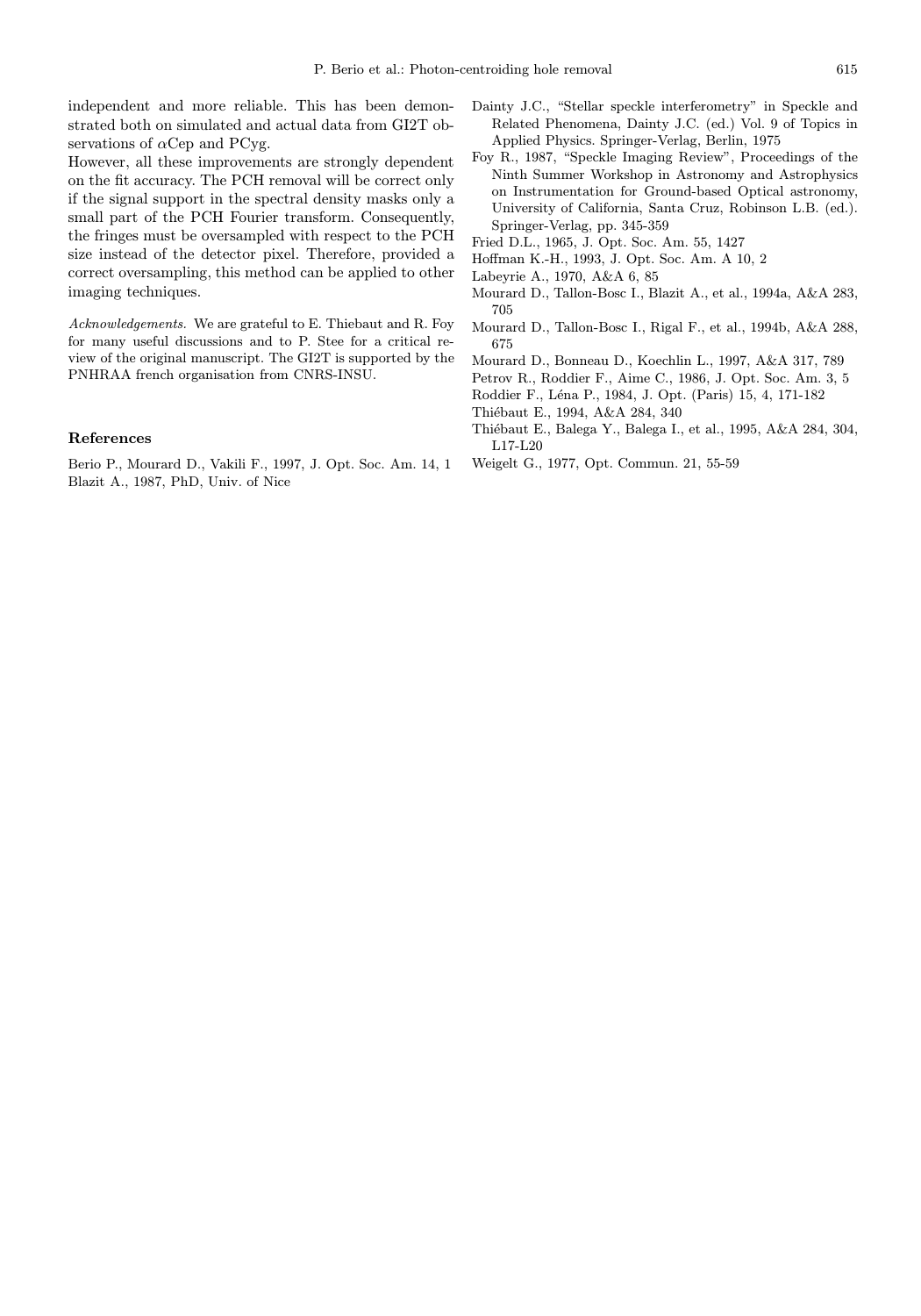independent and more reliable. This has been demonstrated both on simulated and actual data from GI2T observations of $\alpha$Cep and PCyg.

However, all these improvements are strongly dependent on the fit accuracy. The PCH removal will be correct only if the signal support in the spectral density masks only a small part of the PCH Fourier transform. Consequently, the fringes must be oversampled with respect to the PCH size instead of the detector pixel. Therefore, provided a correct oversampling, this method can be applied to other imaging techniques.

*Acknowledgements.* We are grateful to E. Thiebaut and R. Foy for many useful discussions and to P. Stee for a critical review of the original manuscript. The GI2T is supported by the PNHRAA french organisation from CNRS-INSU.

## References

Berio P., Mourard D., Vakili F., 1997, J. Opt. Soc. Am. 14, 1

Blazit A., 1987, PhD, Univ. of Nice

Dainty J.C., "Stellar speckle interferometry" in Speckle and Related Phenomena, Dainty J.C. (ed.) Vol. 9 of Topics in Applied Physics. Springer-Verlag, Berlin, 1975

Foy R., 1987, "Speckle Imaging Review", Proceedings of the Ninth Summer Workshop in Astronomy and Astrophysics on Instrumentation for Ground-based Optical astronomy, University of California, Santa Cruz, Robinson L.B. (ed.). Springer-Verlag, pp. 345-359

Fried D.L., 1965, J. Opt. Soc. Am. 55, 1427

Hoffman K.-H., 1993, J. Opt. Soc. Am. A 10, 2

Labeyrie A., 1970, A&A 6, 85

Mourard D., Tallon-Bosc I., Blazit A., et al., 1994a, A&A 283, 705

Mourard D., Tallon-Bosc I., Rigal F., et al., 1994b, A&A 288, 675

Mourard D., Bonneau D., Koechlin L., 1997, A&A 317, 789

Petrov R., Roddier F., Aime C., 1986, J. Opt. Soc. Am. 3, 5

Roddier F., Léna P., 1984, J. Opt. (Paris) 15, 4, 171-182

Thiébaut E., 1994, A&A 284, 340

Thiébaut E., Balega Y., Balega I., et al., 1995, A&A 284, 304, L17-L20

Weigelt G., 1977, Opt. Commun. 21, 55-59